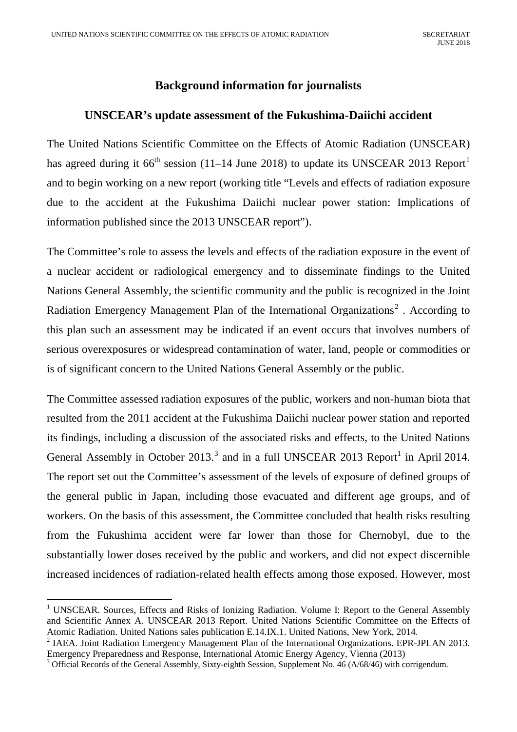**Background information for journalists**

## UNSCEAR's update assessment of the Fukushima-Daiichi accident

The United Nations Scientific Committee on the Effects of Atomic Radiation (UNSCEAR) has agreed during it 66th session (11–14 June 2018) to update its UNSCEAR 2013 Report[1] and to begin working on a new report (working title "Levels and effects of radiation exposure due to the accident at the Fukushima Daiichi nuclear power station: Implications of information published since the 2013 UNSCEAR report").

The Committee's role to assess the levels and effects of the radiation exposure in the event of a nuclear accident or radiological emergency and to disseminate findings to the United Nations General Assembly, the scientific community and the public is recognized in the Joint Radiation Emergency Management Plan of the International Organizations[2] . According to this plan such an assessment may be indicated if an event occurs that involves numbers of serious overexposures or widespread contamination of water, land, people or commodities or is of significant concern to the United Nations General Assembly or the public.

The Committee assessed radiation exposures of the public, workers and non-human biota that resulted from the 2011 accident at the Fukushima Daiichi nuclear power station and reported its findings, including a discussion of the associated risks and effects, to the United Nations General Assembly in October 2013.[3] and in a full UNSCEAR 2013 Report[1] in April 2014. The report set out the Committee's assessment of the levels of exposure of defined groups of the general public in Japan, including those evacuated and different age groups, and of workers. On the basis of this assessment, the Committee concluded that health risks resulting from the Fukushima accident were far lower than those for Chernobyl, due to the substantially lower doses received by the public and workers, and did not expect discernible increased incidences of radiation-related health effects among those exposed. However, most

---

[1] UNSCEAR. Sources, Effects and Risks of Ionizing Radiation. Volume I: Report to the General Assembly and Scientific Annex A. UNSCEAR 2013 Report. United Nations Scientific Committee on the Effects of Atomic Radiation. United Nations sales publication E.14.IX.1. United Nations, New York, 2014.

[2] IAEA. Joint Radiation Emergency Management Plan of the International Organizations. EPR-JPLAN 2013. Emergency Preparedness and Response, International Atomic Energy Agency, Vienna (2013)

[3] Official Records of the General Assembly, Sixty-eighth Session, Supplement No. 46 (A/68/46) with corrigendum.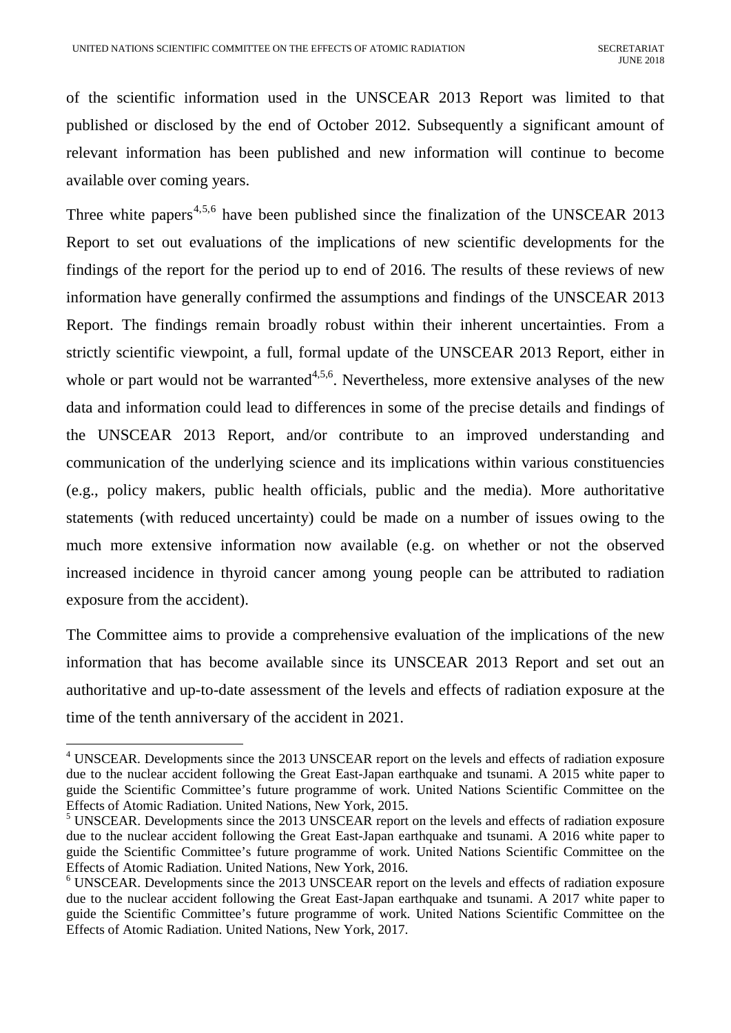of the scientific information used in the UNSCEAR 2013 Report was limited to that published or disclosed by the end of October 2012. Subsequently a significant amount of relevant information has been published and new information will continue to become available over coming years.

Three white papers[4,5,6] have been published since the finalization of the UNSCEAR 2013 Report to set out evaluations of the implications of new scientific developments for the findings of the report for the period up to end of 2016. The results of these reviews of new information have generally confirmed the assumptions and findings of the UNSCEAR 2013 Report. The findings remain broadly robust within their inherent uncertainties. From a strictly scientific viewpoint, a full, formal update of the UNSCEAR 2013 Report, either in whole or part would not be warranted[4,5,6]. Nevertheless, more extensive analyses of the new data and information could lead to differences in some of the precise details and findings of the UNSCEAR 2013 Report, and/or contribute to an improved understanding and communication of the underlying science and its implications within various constituencies (e.g., policy makers, public health officials, public and the media). More authoritative statements (with reduced uncertainty) could be made on a number of issues owing to the much more extensive information now available (e.g. on whether or not the observed increased incidence in thyroid cancer among young people can be attributed to radiation exposure from the accident).

The Committee aims to provide a comprehensive evaluation of the implications of the new information that has become available since its UNSCEAR 2013 Report and set out an authoritative and up-to-date assessment of the levels and effects of radiation exposure at the time of the tenth anniversary of the accident in 2021.

---

[4] UNSCEAR. Developments since the 2013 UNSCEAR report on the levels and effects of radiation exposure due to the nuclear accident following the Great East-Japan earthquake and tsunami. A 2015 white paper to guide the Scientific Committee's future programme of work. United Nations Scientific Committee on the Effects of Atomic Radiation. United Nations, New York, 2015.

[5] UNSCEAR. Developments since the 2013 UNSCEAR report on the levels and effects of radiation exposure due to the nuclear accident following the Great East-Japan earthquake and tsunami. A 2016 white paper to guide the Scientific Committee's future programme of work. United Nations Scientific Committee on the Effects of Atomic Radiation. United Nations, New York, 2016.

[6] UNSCEAR. Developments since the 2013 UNSCEAR report on the levels and effects of radiation exposure due to the nuclear accident following the Great East-Japan earthquake and tsunami. A 2017 white paper to guide the Scientific Committee's future programme of work. United Nations Scientific Committee on the Effects of Atomic Radiation. United Nations, New York, 2017.